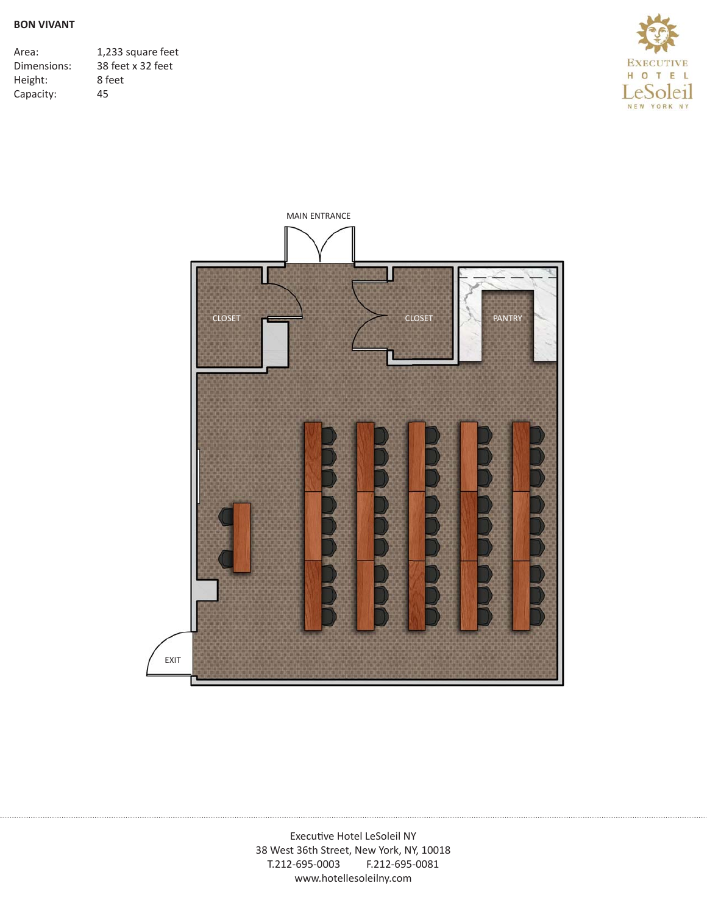**BON VIVANT**

| | |
|---|---|
| Area: | 1,233 square feet |
| Dimensions: | 38 feet x 32 feet |
| Height: | 8 feet |
| Capacity: | 45 |

EXECUTIVE HOTEL LeSoleil NEW YORK NY

MAIN ENTRANCE

CLOSET

CLOSET

PANTRY

EXIT

Executive Hotel LeSoleil NY
38 West 36th Street, New York, NY, 10018
T.212-695-0003 F.212-695-0081
www.hotellesoleilny.com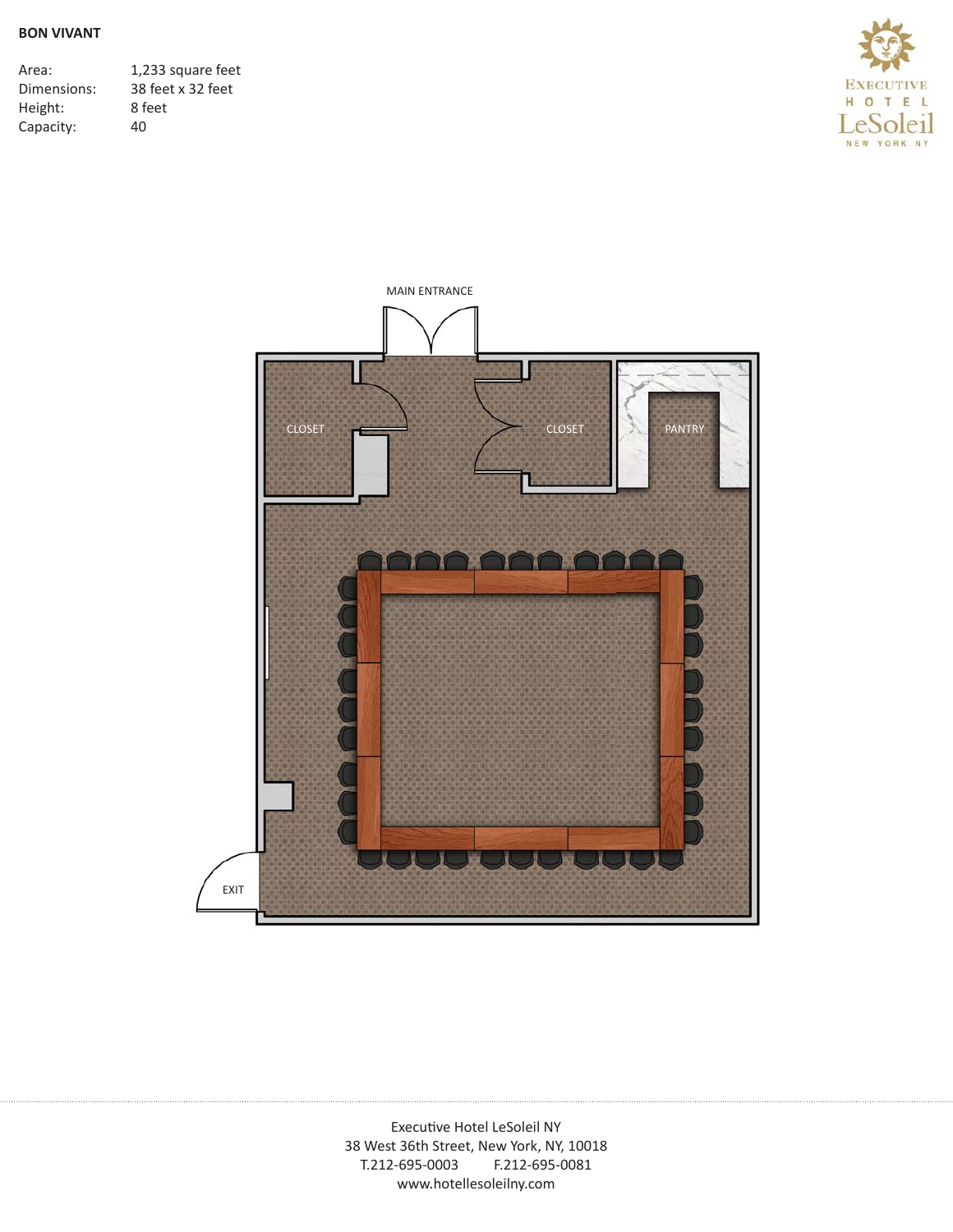## BON VIVANT

| | |
|---|---|
| Area: | 1,233 square feet |
| Dimensions: | 38 feet x 32 feet |
| Height: | 8 feet |
| Capacity: | 40 |

MAIN ENTRANCE

CLOSET

CLOSET

PANTRY

EXIT

Executive Hotel LeSoleil NY
38 West 36th Street, New York, NY, 10018
T.212-695-0003 F.212-695-0081
www.hotellesoleilny.com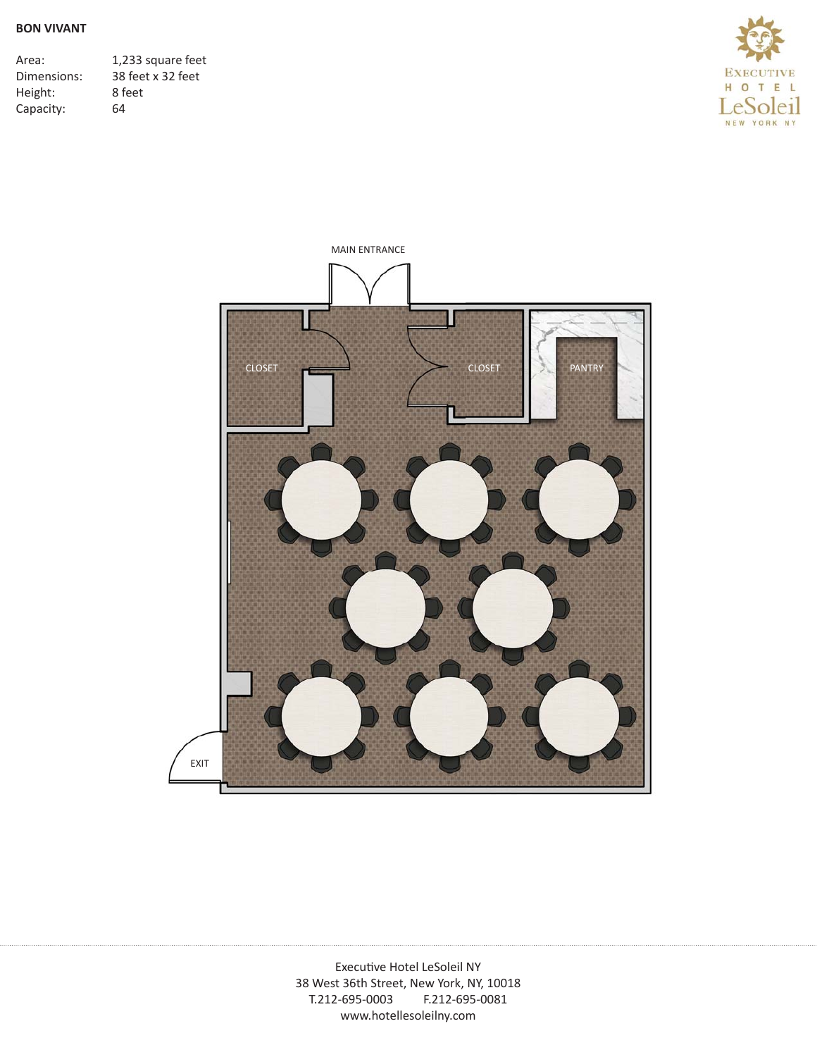**BON VIVANT**

| | |
|---|---|
| Area: | 1,233 square feet |
| Dimensions: | 38 feet x 32 feet |
| Height: | 8 feet |
| Capacity: | 64 |

MAIN ENTRANCE

CLOSET

CLOSET

PANTRY

EXIT

Executive Hotel LeSoleil NY
38 West 36th Street, New York, NY, 10018
T.212-695-0003 F.212-695-0081
www.hotellesoleilny.com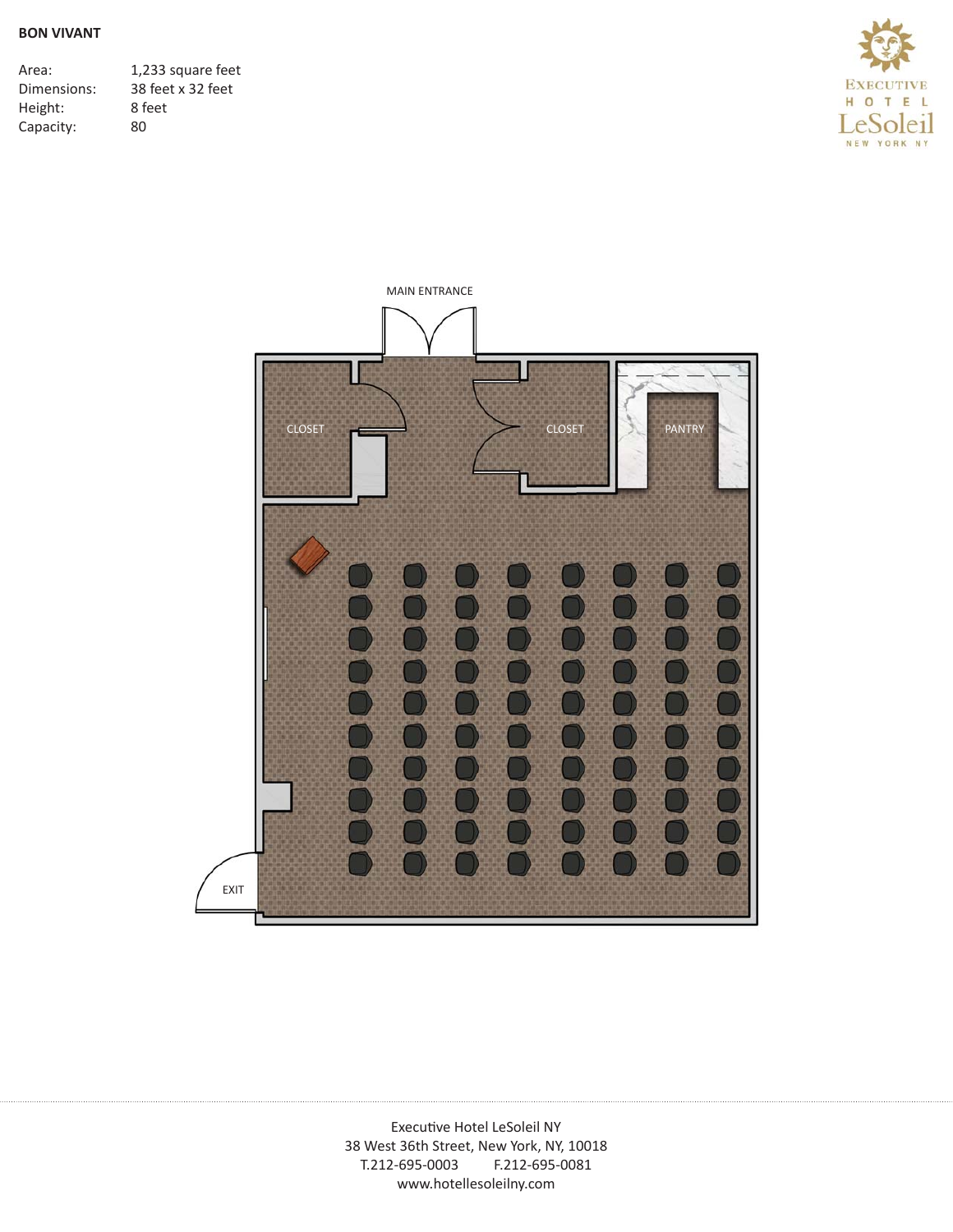**BON VIVANT**

| | |
|---|---|
| Area: | 1,233 square feet |
| Dimensions: | 38 feet x 32 feet |
| Height: | 8 feet |
| Capacity: | 80 |

MAIN ENTRANCE

CLOSET

CLOSET

PANTRY

EXIT

Executive Hotel LeSoleil NY
38 West 36th Street, New York, NY, 10018
T.212-695-0003 F.212-695-0081
www.hotellesoleilny.com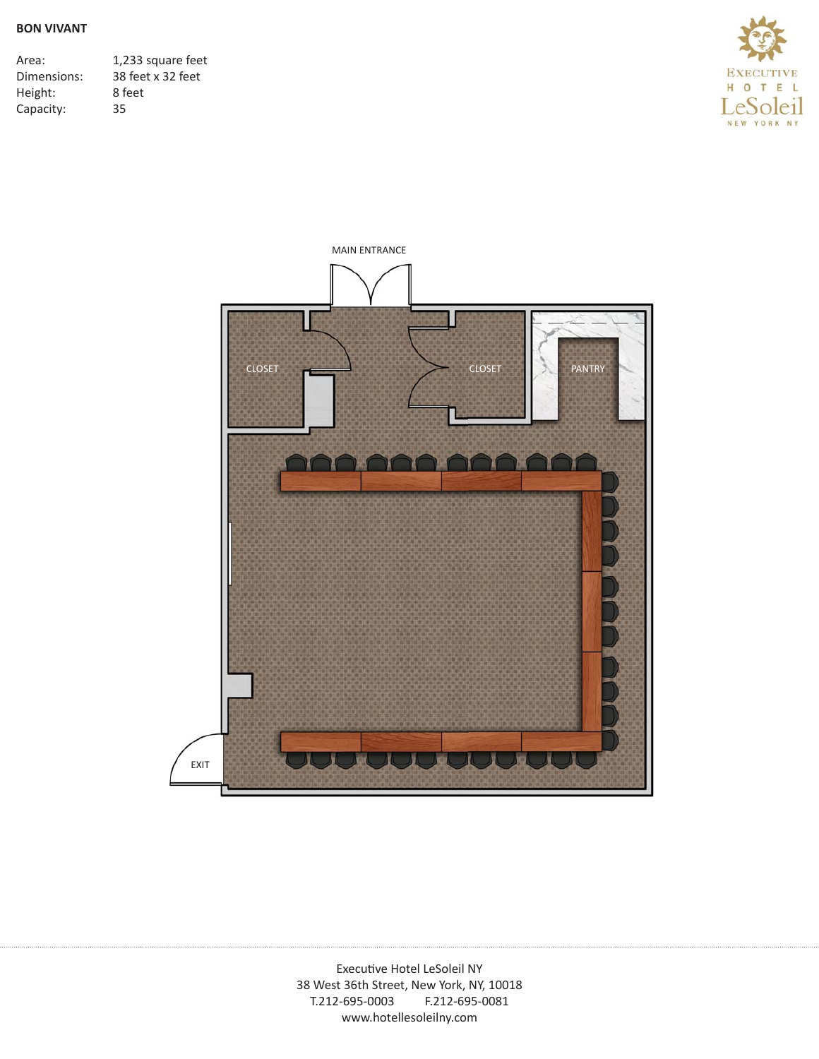**BON VIVANT**

| | |
|---|---|
| Area: | 1,233 square feet |
| Dimensions: | 38 feet x 32 feet |
| Height: | 8 feet |
| Capacity: | 35 |

MAIN ENTRANCE

CLOSET

CLOSET

PANTRY

EXIT

Executive Hotel LeSoleil NY
38 West 36th Street, New York, NY, 10018
T.212-695-0003 F.212-695-0081
www.hotellesoleilny.com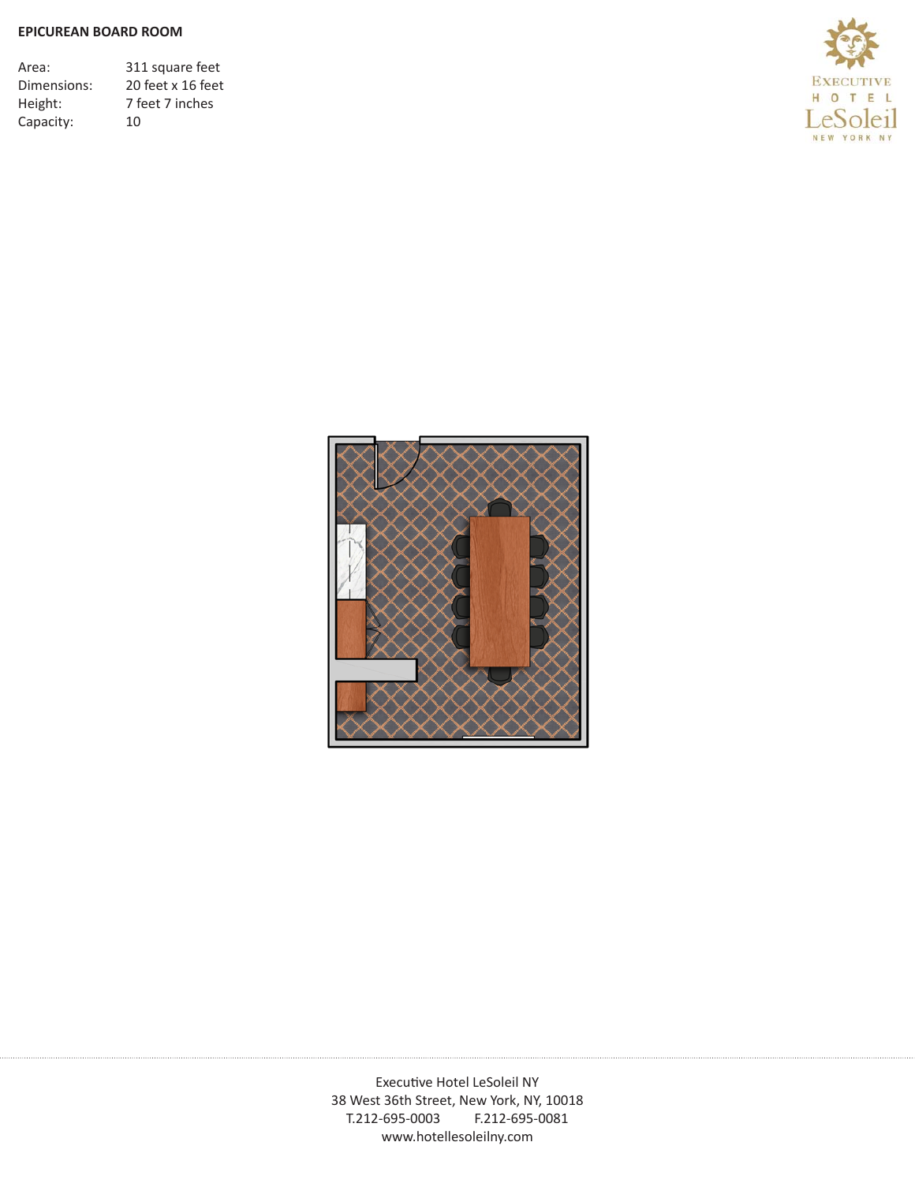## EPICUREAN BOARD ROOM

| | |
|---|---|
| Area: | 311 square feet |
| Dimensions: | 20 feet x 16 feet |
| Height: | 7 feet 7 inches |
| Capacity: | 10 |

EXECUTIVE HOTEL LeSoleil NEW YORK NY

Executive Hotel LeSoleil NY
38 West 36th Street, New York, NY, 10018
T.212-695-0003 F.212-695-0081
www.hotellesoleilny.com